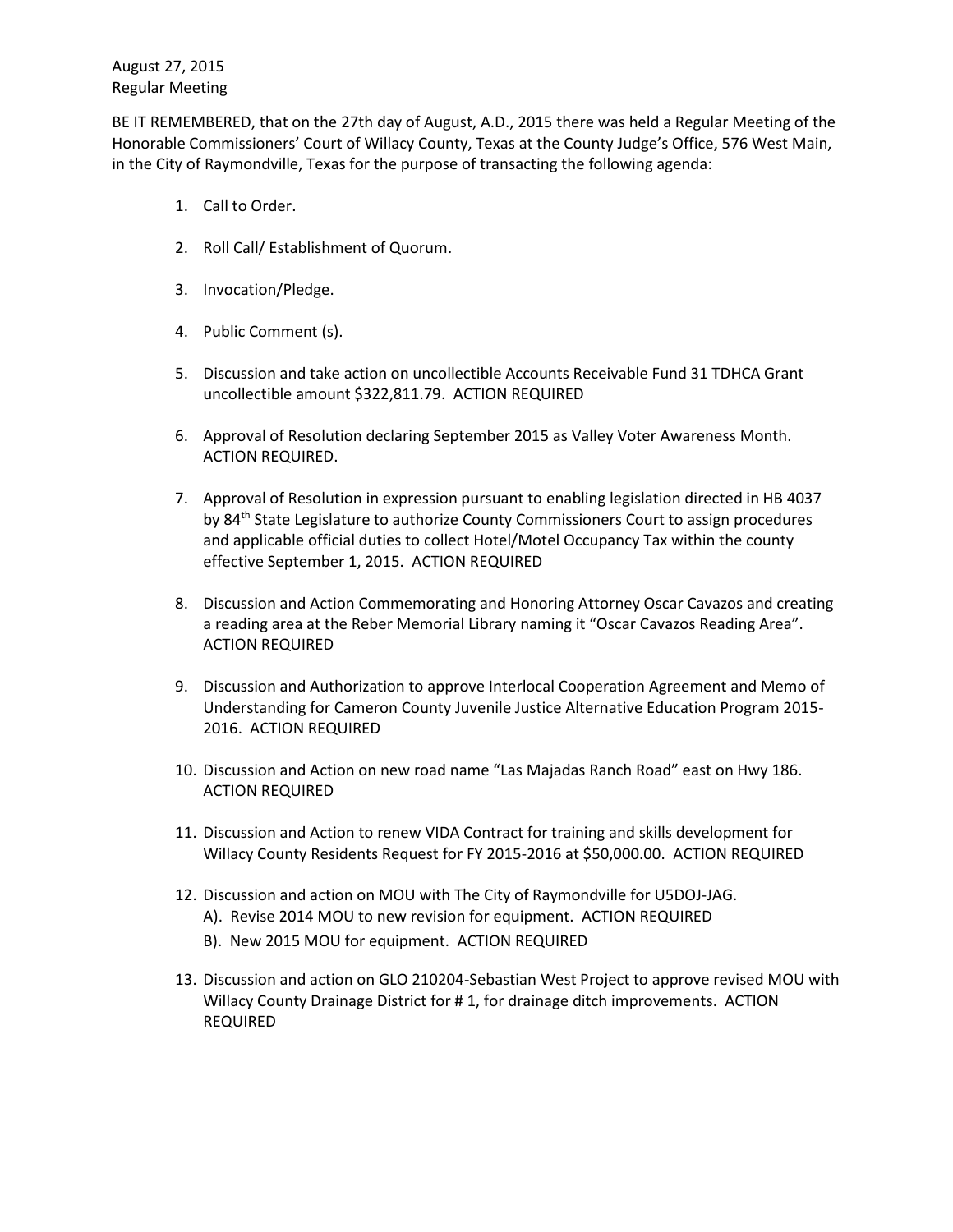August 27, 2015
Regular Meeting

BE IT REMEMBERED, that on the 27th day of August, A.D., 2015 there was held a Regular Meeting of the Honorable Commissioners' Court of Willacy County, Texas at the County Judge's Office, 576 West Main, in the City of Raymondville, Texas for the purpose of transacting the following agenda:

1. Call to Order.

2. Roll Call/ Establishment of Quorum.

3. Invocation/Pledge.

4. Public Comment (s).

5. Discussion and take action on uncollectible Accounts Receivable Fund 31 TDHCA Grant uncollectible amount $322,811.79. ACTION REQUIRED

6. Approval of Resolution declaring September 2015 as Valley Voter Awareness Month. ACTION REQUIRED.

7. Approval of Resolution in expression pursuant to enabling legislation directed in HB 4037 by 84th State Legislature to authorize County Commissioners Court to assign procedures and applicable official duties to collect Hotel/Motel Occupancy Tax within the county effective September 1, 2015. ACTION REQUIRED

8. Discussion and Action Commemorating and Honoring Attorney Oscar Cavazos and creating a reading area at the Reber Memorial Library naming it "Oscar Cavazos Reading Area". ACTION REQUIRED

9. Discussion and Authorization to approve Interlocal Cooperation Agreement and Memo of Understanding for Cameron County Juvenile Justice Alternative Education Program 2015-2016. ACTION REQUIRED

10. Discussion and Action on new road name "Las Majadas Ranch Road" east on Hwy 186. ACTION REQUIRED

11. Discussion and Action to renew VIDA Contract for training and skills development for Willacy County Residents Request for FY 2015-2016 at $50,000.00. ACTION REQUIRED

12. Discussion and action on MOU with The City of Raymondville for U5DOJ-JAG.
    A). Revise 2014 MOU to new revision for equipment. ACTION REQUIRED
    B). New 2015 MOU for equipment. ACTION REQUIRED

13. Discussion and action on GLO 210204-Sebastian West Project to approve revised MOU with Willacy County Drainage District for # 1, for drainage ditch improvements. ACTION REQUIRED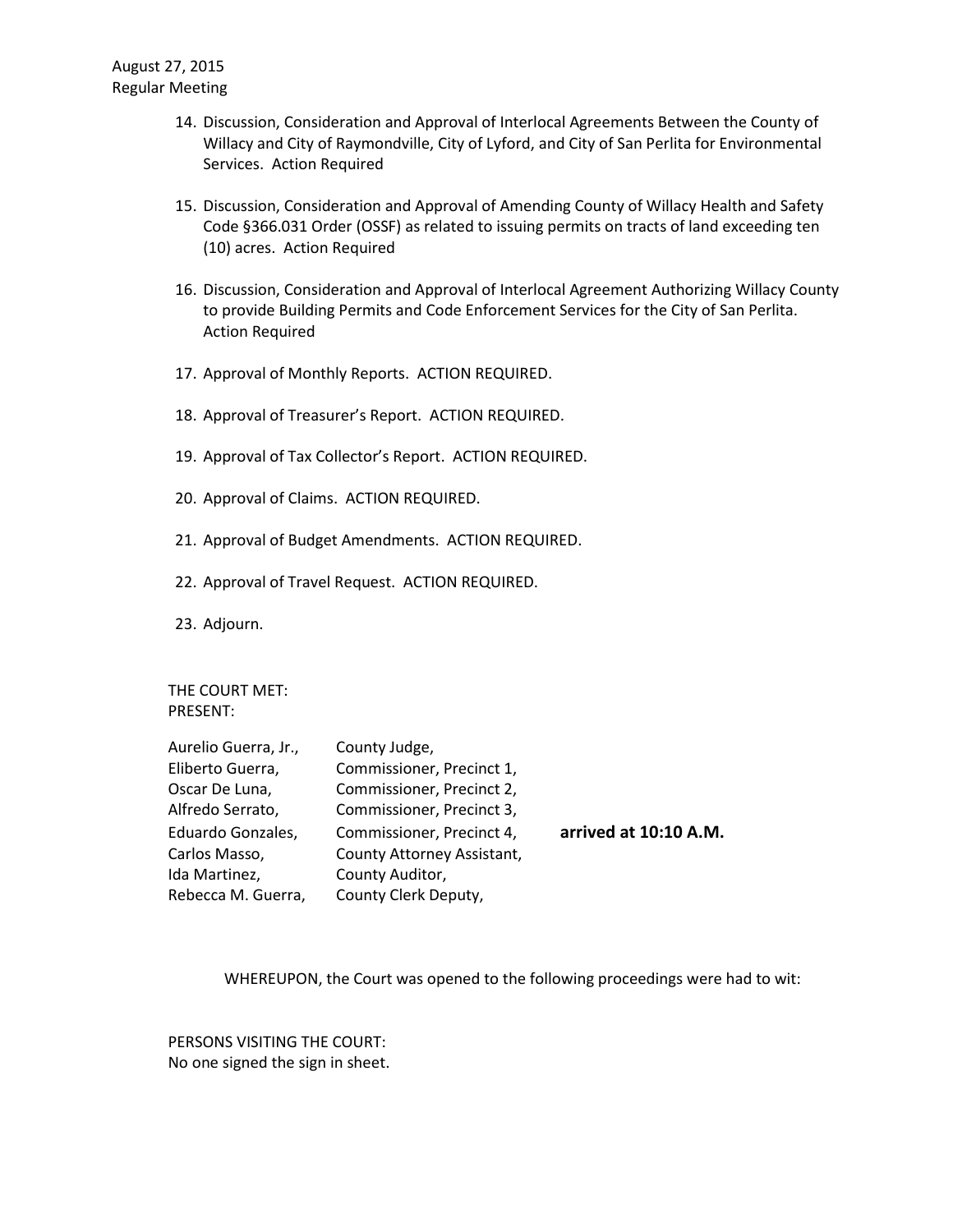14. Discussion, Consideration and Approval of Interlocal Agreements Between the County of Willacy and City of Raymondville, City of Lyford, and City of San Perlita for Environmental Services. Action Required

15. Discussion, Consideration and Approval of Amending County of Willacy Health and Safety Code §366.031 Order (OSSF) as related to issuing permits on tracts of land exceeding ten (10) acres. Action Required

16. Discussion, Consideration and Approval of Interlocal Agreement Authorizing Willacy County to provide Building Permits and Code Enforcement Services for the City of San Perlita. Action Required

17. Approval of Monthly Reports. ACTION REQUIRED.

18. Approval of Treasurer's Report. ACTION REQUIRED.

19. Approval of Tax Collector's Report. ACTION REQUIRED.

20. Approval of Claims. ACTION REQUIRED.

21. Approval of Budget Amendments. ACTION REQUIRED.

22. Approval of Travel Request. ACTION REQUIRED.

23. Adjourn.

THE COURT MET:
PRESENT:

| | | |
|---|---|---|
| Aurelio Guerra, Jr., | County Judge, | |
| Eliberto Guerra, | Commissioner, Precinct 1, | |
| Oscar De Luna, | Commissioner, Precinct 2, | |
| Alfredo Serrato, | Commissioner, Precinct 3, | |
| Eduardo Gonzales, | Commissioner, Precinct 4, | **arrived at 10:10 A.M.** |
| Carlos Masso, | County Attorney Assistant, | |
| Ida Martinez, | County Auditor, | |
| Rebecca M. Guerra, | County Clerk Deputy, | |

WHEREUPON, the Court was opened to the following proceedings were had to wit:

PERSONS VISITING THE COURT:
No one signed the sign in sheet.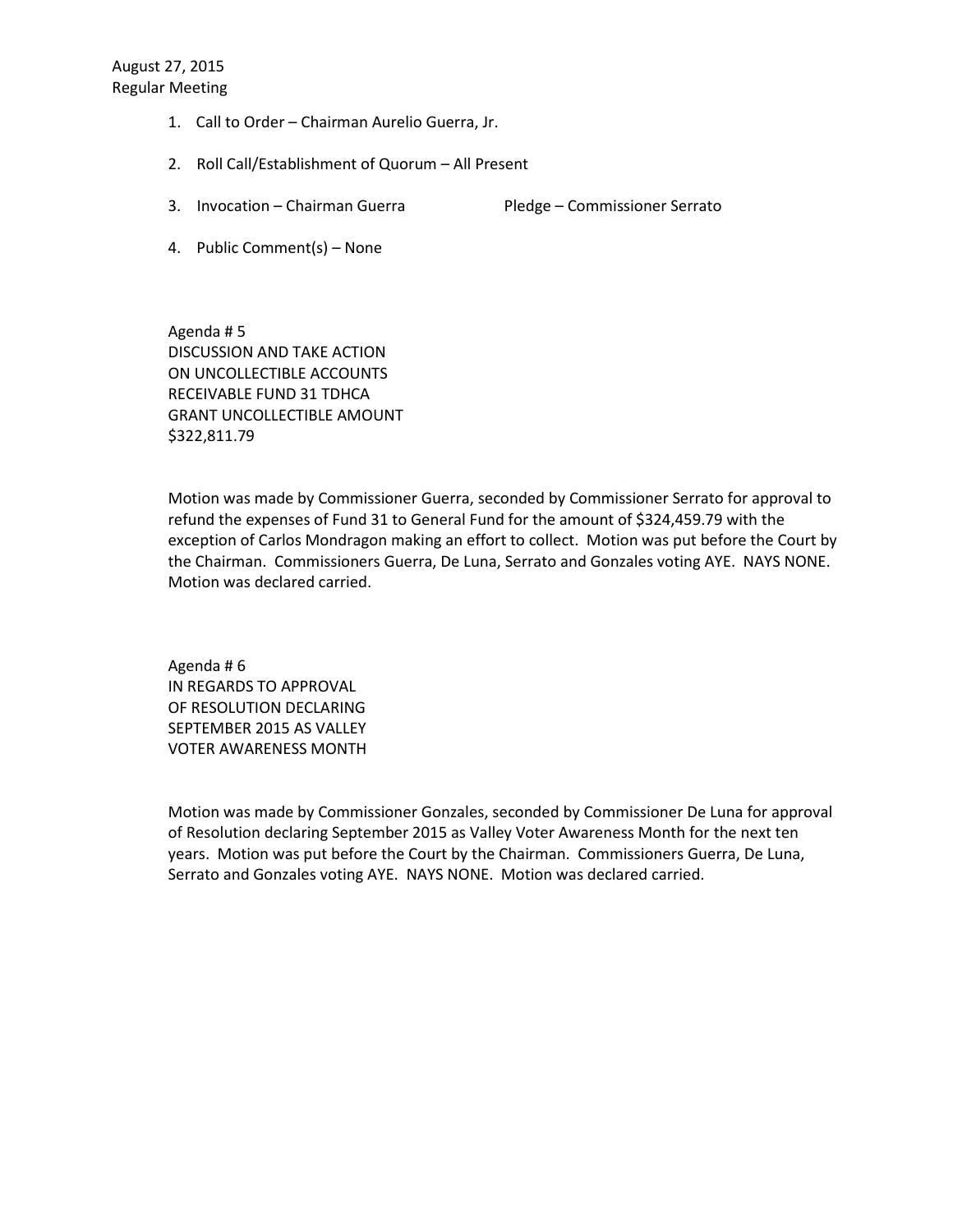August 27, 2015
Regular Meeting

1. Call to Order – Chairman Aurelio Guerra, Jr.
2. Roll Call/Establishment of Quorum – All Present
3. Invocation – Chairman Guerra Pledge – Commissioner Serrato
4. Public Comment(s) – None

Agenda # 5
DISCUSSION AND TAKE ACTION
ON UNCOLLECTIBLE ACCOUNTS
RECEIVABLE FUND 31 TDHCA
GRANT UNCOLLECTIBLE AMOUNT
$322,811.79

Motion was made by Commissioner Guerra, seconded by Commissioner Serrato for approval to refund the expenses of Fund 31 to General Fund for the amount of $324,459.79 with the exception of Carlos Mondragon making an effort to collect. Motion was put before the Court by the Chairman. Commissioners Guerra, De Luna, Serrato and Gonzales voting AYE. NAYS NONE. Motion was declared carried.

Agenda # 6
IN REGARDS TO APPROVAL
OF RESOLUTION DECLARING
SEPTEMBER 2015 AS VALLEY
VOTER AWARENESS MONTH

Motion was made by Commissioner Gonzales, seconded by Commissioner De Luna for approval of Resolution declaring September 2015 as Valley Voter Awareness Month for the next ten years. Motion was put before the Court by the Chairman. Commissioners Guerra, De Luna, Serrato and Gonzales voting AYE. NAYS NONE. Motion was declared carried.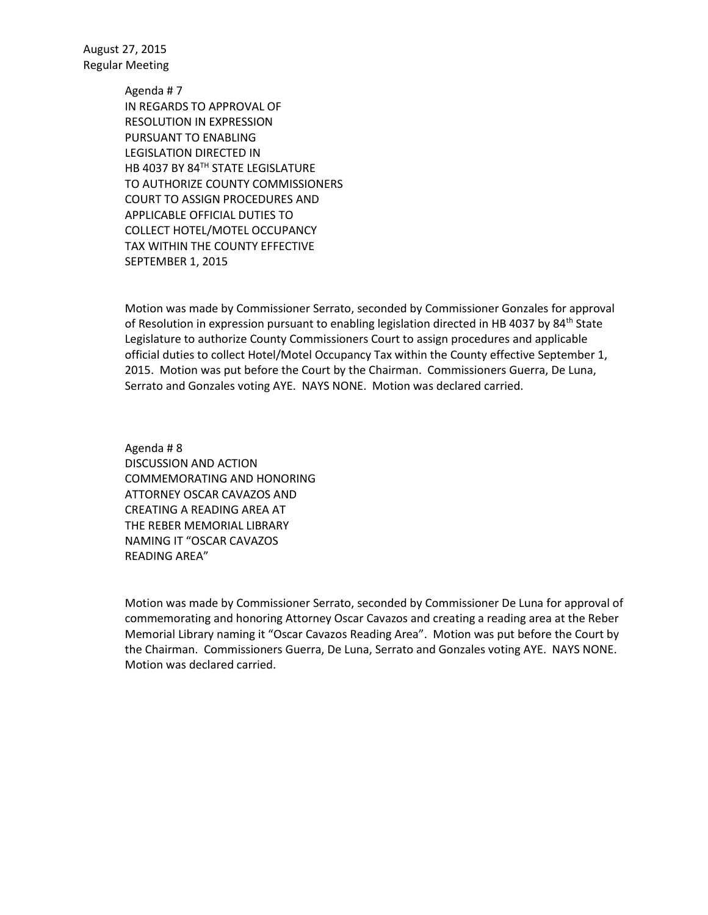August 27, 2015
Regular Meeting

Agenda # 7
IN REGARDS TO APPROVAL OF
RESOLUTION IN EXPRESSION
PURSUANT TO ENABLING
LEGISLATION DIRECTED IN
HB 4037 BY 84TH STATE LEGISLATURE
TO AUTHORIZE COUNTY COMMISSIONERS
COURT TO ASSIGN PROCEDURES AND
APPLICABLE OFFICIAL DUTIES TO
COLLECT HOTEL/MOTEL OCCUPANCY
TAX WITHIN THE COUNTY EFFECTIVE
SEPTEMBER 1, 2015

Motion was made by Commissioner Serrato, seconded by Commissioner Gonzales for approval of Resolution in expression pursuant to enabling legislation directed in HB 4037 by 84th State Legislature to authorize County Commissioners Court to assign procedures and applicable official duties to collect Hotel/Motel Occupancy Tax within the County effective September 1, 2015. Motion was put before the Court by the Chairman. Commissioners Guerra, De Luna, Serrato and Gonzales voting AYE. NAYS NONE. Motion was declared carried.

Agenda # 8
DISCUSSION AND ACTION
COMMEMORATING AND HONORING
ATTORNEY OSCAR CAVAZOS AND
CREATING A READING AREA AT
THE REBER MEMORIAL LIBRARY
NAMING IT "OSCAR CAVAZOS
READING AREA"

Motion was made by Commissioner Serrato, seconded by Commissioner De Luna for approval of commemorating and honoring Attorney Oscar Cavazos and creating a reading area at the Reber Memorial Library naming it "Oscar Cavazos Reading Area". Motion was put before the Court by the Chairman. Commissioners Guerra, De Luna, Serrato and Gonzales voting AYE. NAYS NONE. Motion was declared carried.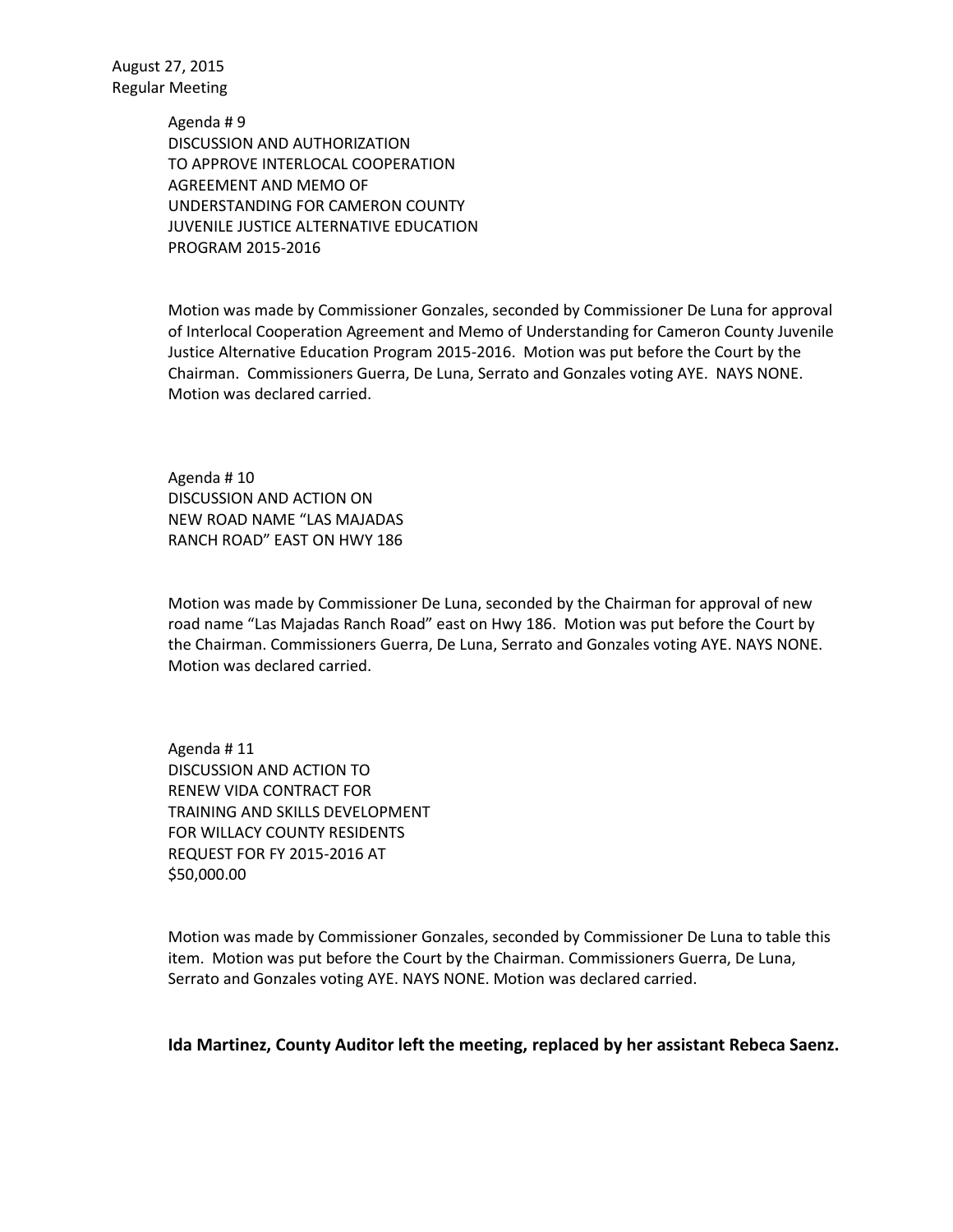August 27, 2015
Regular Meeting

Agenda # 9
DISCUSSION AND AUTHORIZATION
TO APPROVE INTERLOCAL COOPERATION
AGREEMENT AND MEMO OF
UNDERSTANDING FOR CAMERON COUNTY
JUVENILE JUSTICE ALTERNATIVE EDUCATION
PROGRAM 2015-2016

Motion was made by Commissioner Gonzales, seconded by Commissioner De Luna for approval of Interlocal Cooperation Agreement and Memo of Understanding for Cameron County Juvenile Justice Alternative Education Program 2015-2016. Motion was put before the Court by the Chairman. Commissioners Guerra, De Luna, Serrato and Gonzales voting AYE. NAYS NONE. Motion was declared carried.

Agenda # 10
DISCUSSION AND ACTION ON
NEW ROAD NAME "LAS MAJADAS
RANCH ROAD" EAST ON HWY 186

Motion was made by Commissioner De Luna, seconded by the Chairman for approval of new road name "Las Majadas Ranch Road" east on Hwy 186. Motion was put before the Court by the Chairman. Commissioners Guerra, De Luna, Serrato and Gonzales voting AYE. NAYS NONE. Motion was declared carried.

Agenda # 11
DISCUSSION AND ACTION TO
RENEW VIDA CONTRACT FOR
TRAINING AND SKILLS DEVELOPMENT
FOR WILLACY COUNTY RESIDENTS
REQUEST FOR FY 2015-2016 AT
$50,000.00

Motion was made by Commissioner Gonzales, seconded by Commissioner De Luna to table this item. Motion was put before the Court by the Chairman. Commissioners Guerra, De Luna, Serrato and Gonzales voting AYE. NAYS NONE. Motion was declared carried.

**Ida Martinez, County Auditor left the meeting, replaced by her assistant Rebeca Saenz.**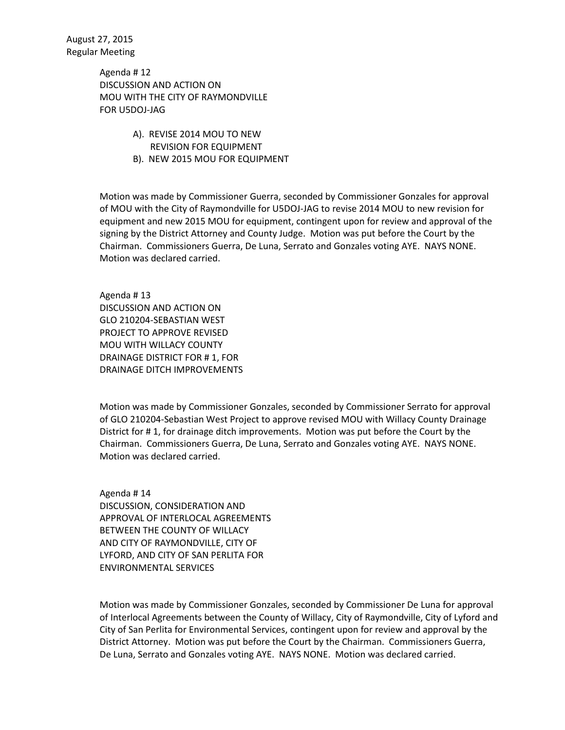Agenda # 12
DISCUSSION AND ACTION ON
MOU WITH THE CITY OF RAYMONDVILLE
FOR U5DOJ-JAG

A). REVISE 2014 MOU TO NEW REVISION FOR EQUIPMENT
B). NEW 2015 MOU FOR EQUIPMENT

Motion was made by Commissioner Guerra, seconded by Commissioner Gonzales for approval of MOU with the City of Raymondville for U5DOJ-JAG to revise 2014 MOU to new revision for equipment and new 2015 MOU for equipment, contingent upon for review and approval of the signing by the District Attorney and County Judge. Motion was put before the Court by the Chairman. Commissioners Guerra, De Luna, Serrato and Gonzales voting AYE. NAYS NONE. Motion was declared carried.

Agenda # 13
DISCUSSION AND ACTION ON
GLO 210204-SEBASTIAN WEST
PROJECT TO APPROVE REVISED
MOU WITH WILLACY COUNTY
DRAINAGE DISTRICT FOR # 1, FOR
DRAINAGE DITCH IMPROVEMENTS

Motion was made by Commissioner Gonzales, seconded by Commissioner Serrato for approval of GLO 210204-Sebastian West Project to approve revised MOU with Willacy County Drainage District for # 1, for drainage ditch improvements. Motion was put before the Court by the Chairman. Commissioners Guerra, De Luna, Serrato and Gonzales voting AYE. NAYS NONE. Motion was declared carried.

Agenda # 14
DISCUSSION, CONSIDERATION AND
APPROVAL OF INTERLOCAL AGREEMENTS
BETWEEN THE COUNTY OF WILLACY
AND CITY OF RAYMONDVILLE, CITY OF
LYFORD, AND CITY OF SAN PERLITA FOR
ENVIRONMENTAL SERVICES

Motion was made by Commissioner Gonzales, seconded by Commissioner De Luna for approval of Interlocal Agreements between the County of Willacy, City of Raymondville, City of Lyford and City of San Perlita for Environmental Services, contingent upon for review and approval by the District Attorney. Motion was put before the Court by the Chairman. Commissioners Guerra, De Luna, Serrato and Gonzales voting AYE. NAYS NONE. Motion was declared carried.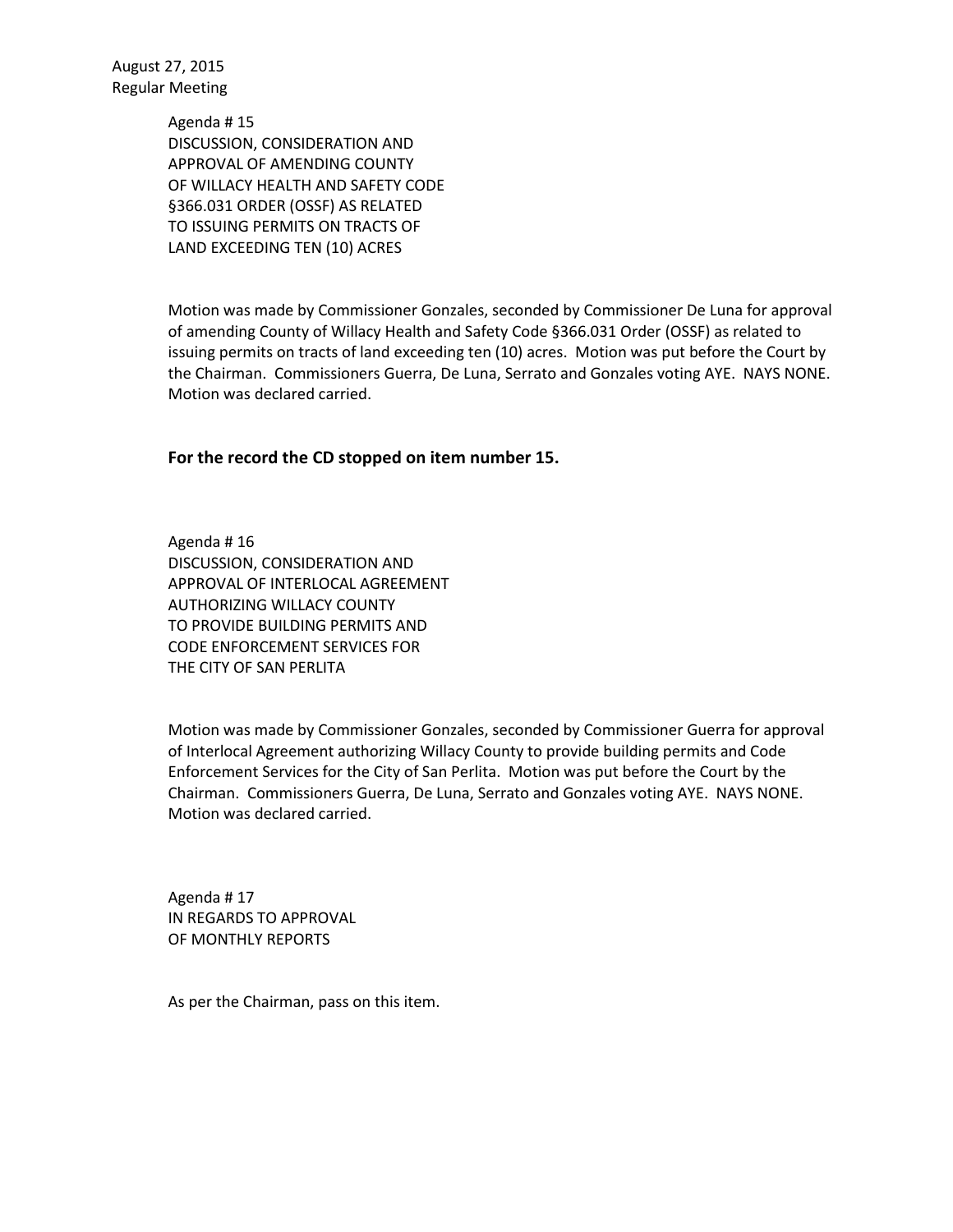August 27, 2015
Regular Meeting

Agenda # 15
DISCUSSION, CONSIDERATION AND
APPROVAL OF AMENDING COUNTY
OF WILLACY HEALTH AND SAFETY CODE
§366.031 ORDER (OSSF) AS RELATED
TO ISSUING PERMITS ON TRACTS OF
LAND EXCEEDING TEN (10) ACRES

Motion was made by Commissioner Gonzales, seconded by Commissioner De Luna for approval of amending County of Willacy Health and Safety Code §366.031 Order (OSSF) as related to issuing permits on tracts of land exceeding ten (10) acres. Motion was put before the Court by the Chairman. Commissioners Guerra, De Luna, Serrato and Gonzales voting AYE. NAYS NONE. Motion was declared carried.

**For the record the CD stopped on item number 15.**

Agenda # 16
DISCUSSION, CONSIDERATION AND
APPROVAL OF INTERLOCAL AGREEMENT
AUTHORIZING WILLACY COUNTY
TO PROVIDE BUILDING PERMITS AND
CODE ENFORCEMENT SERVICES FOR
THE CITY OF SAN PERLITA

Motion was made by Commissioner Gonzales, seconded by Commissioner Guerra for approval of Interlocal Agreement authorizing Willacy County to provide building permits and Code Enforcement Services for the City of San Perlita. Motion was put before the Court by the Chairman. Commissioners Guerra, De Luna, Serrato and Gonzales voting AYE. NAYS NONE. Motion was declared carried.

Agenda # 17
IN REGARDS TO APPROVAL
OF MONTHLY REPORTS

As per the Chairman, pass on this item.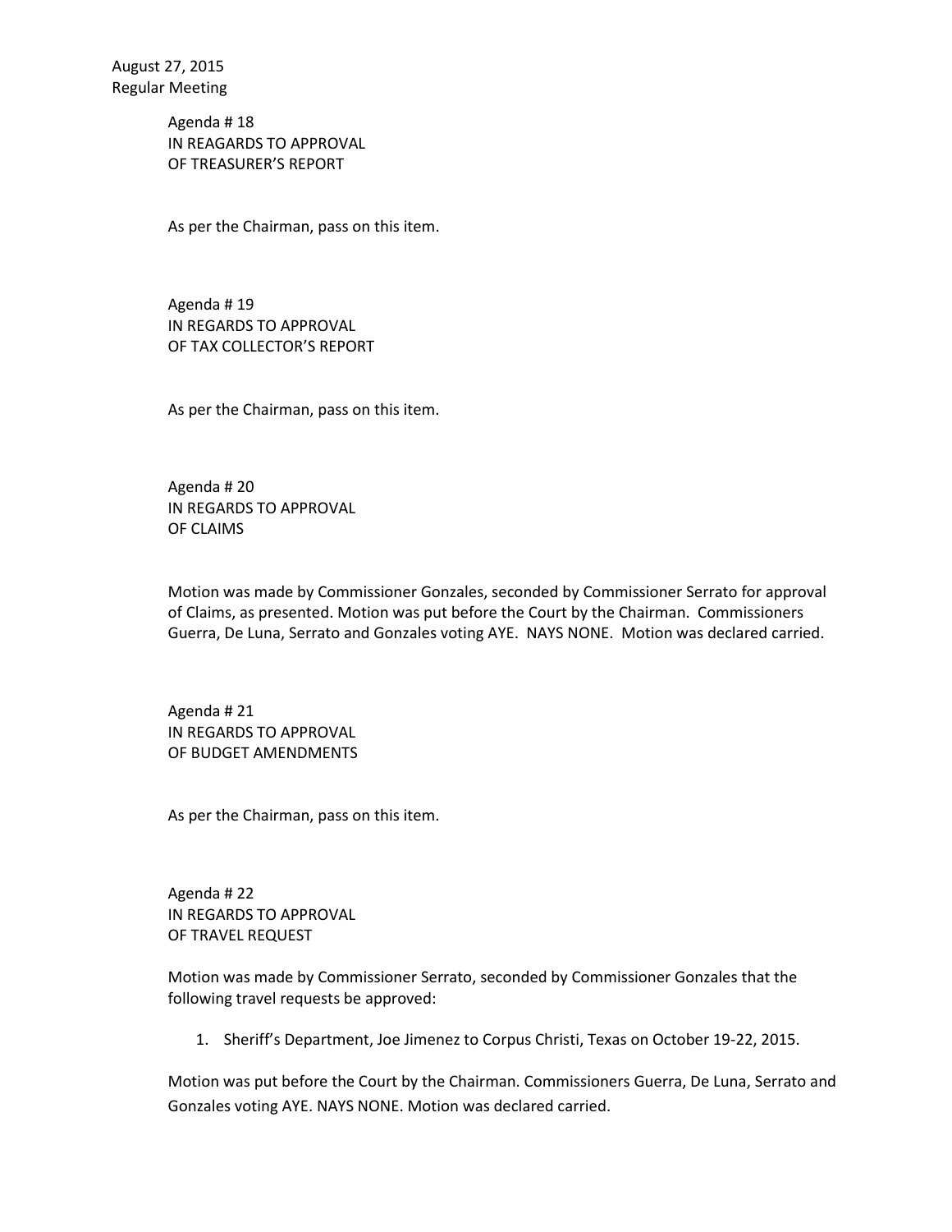August 27, 2015
Regular Meeting

Agenda # 18
IN REAGARDS TO APPROVAL
OF TREASURER'S REPORT

As per the Chairman, pass on this item.

Agenda # 19
IN REGARDS TO APPROVAL
OF TAX COLLECTOR'S REPORT

As per the Chairman, pass on this item.

Agenda # 20
IN REGARDS TO APPROVAL
OF CLAIMS

Motion was made by Commissioner Gonzales, seconded by Commissioner Serrato for approval of Claims, as presented. Motion was put before the Court by the Chairman. Commissioners Guerra, De Luna, Serrato and Gonzales voting AYE. NAYS NONE. Motion was declared carried.

Agenda # 21
IN REGARDS TO APPROVAL
OF BUDGET AMENDMENTS

As per the Chairman, pass on this item.

Agenda # 22
IN REGARDS TO APPROVAL
OF TRAVEL REQUEST

Motion was made by Commissioner Serrato, seconded by Commissioner Gonzales that the following travel requests be approved:

1. Sheriff's Department, Joe Jimenez to Corpus Christi, Texas on October 19-22, 2015.

Motion was put before the Court by the Chairman. Commissioners Guerra, De Luna, Serrato and Gonzales voting AYE. NAYS NONE. Motion was declared carried.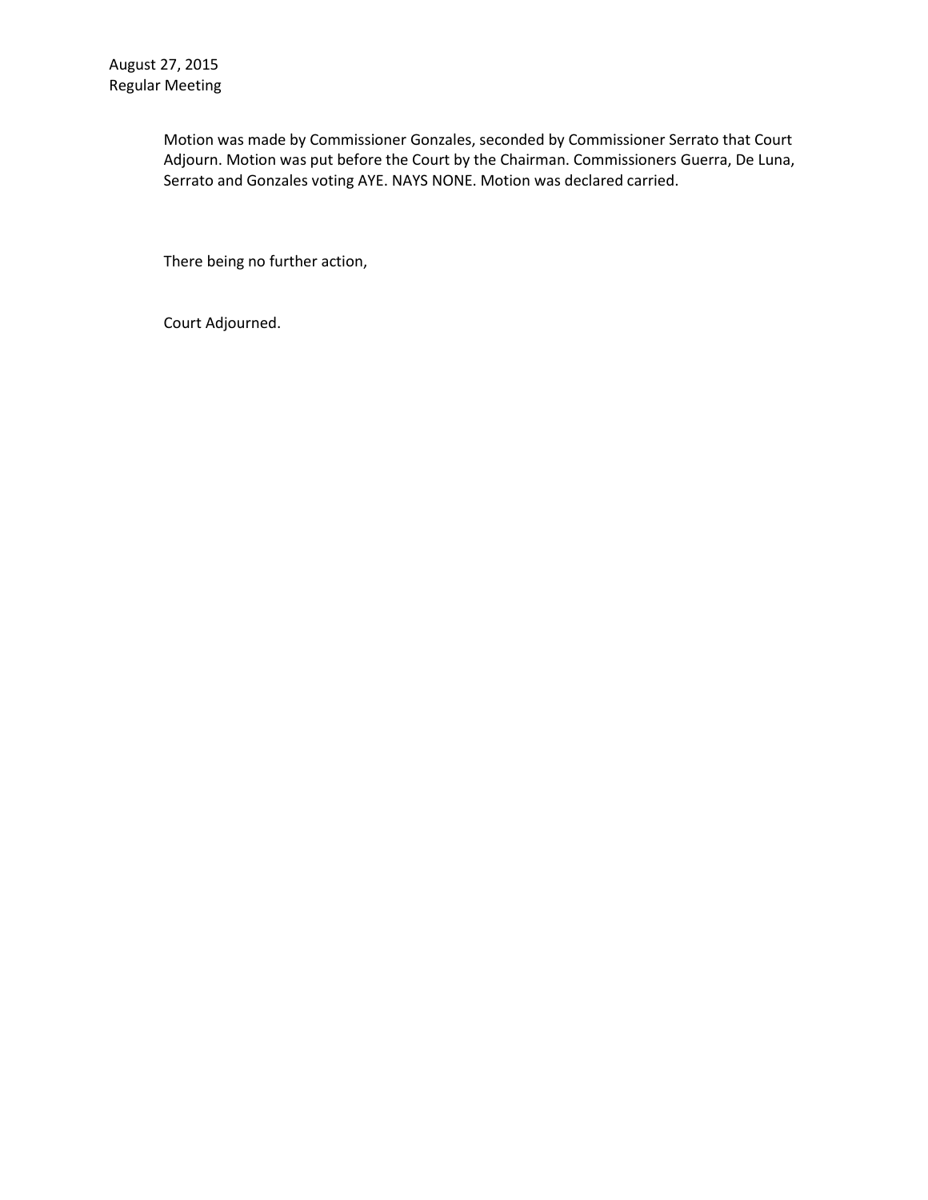Motion was made by Commissioner Gonzales, seconded by Commissioner Serrato that Court Adjourn. Motion was put before the Court by the Chairman. Commissioners Guerra, De Luna, Serrato and Gonzales voting AYE. NAYS NONE. Motion was declared carried.

There being no further action,

Court Adjourned.